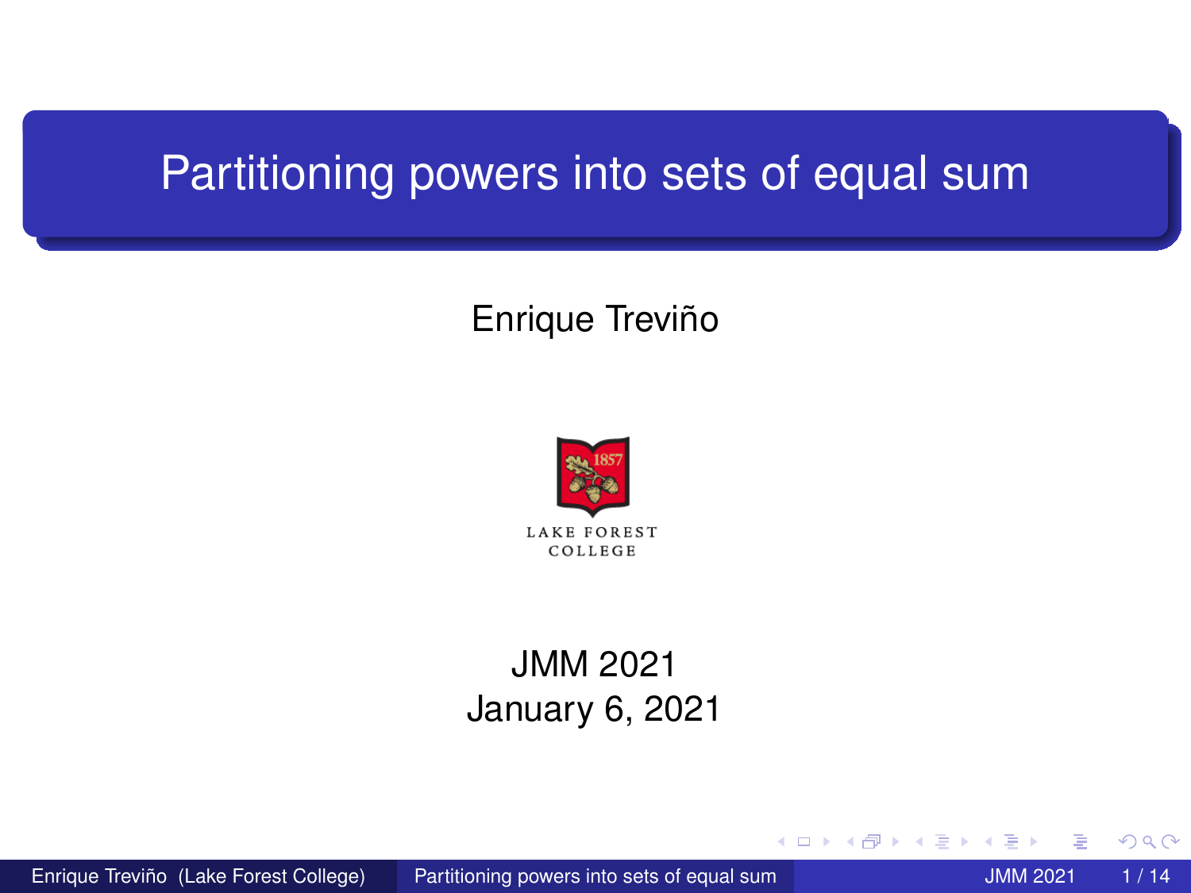# Partitioning powers into sets of equal sum

Enrique Treviño

LAKE FOREST COLLEGE

JMM 2021
January 6, 2021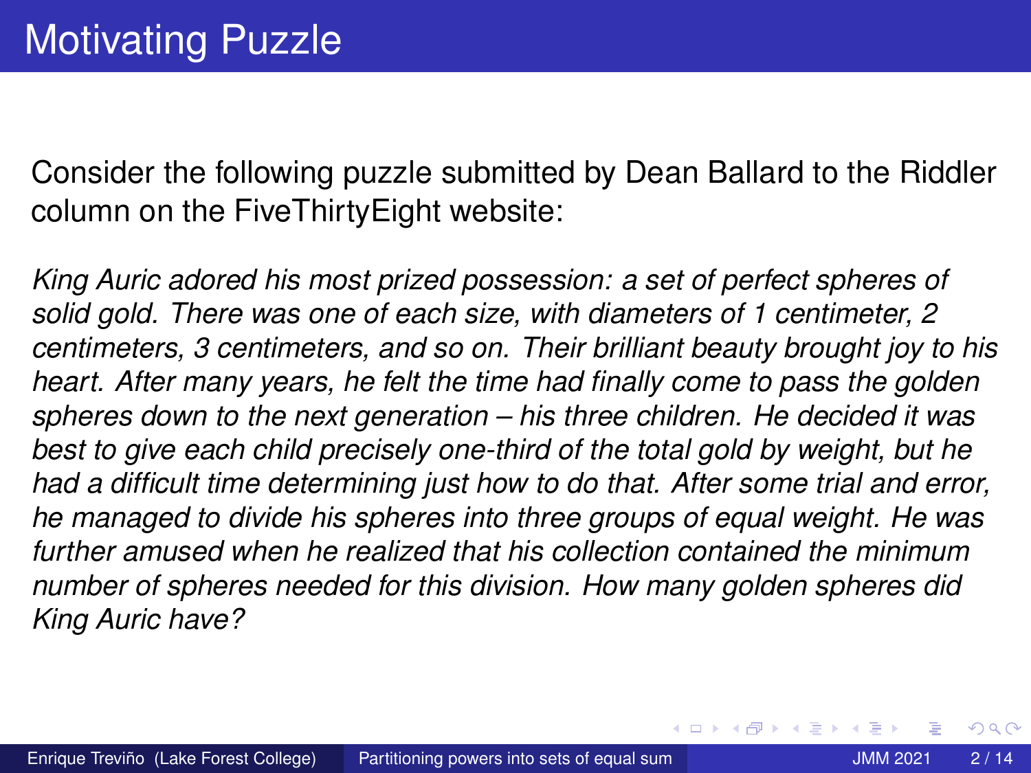# Motivating Puzzle

Consider the following puzzle submitted by Dean Ballard to the Riddler column on the FiveThirtyEight website:

*King Auric adored his most prized possession: a set of perfect spheres of solid gold. There was one of each size, with diameters of 1 centimeter, 2 centimeters, 3 centimeters, and so on. Their brilliant beauty brought joy to his heart. After many years, he felt the time had finally come to pass the golden spheres down to the next generation – his three children. He decided it was best to give each child precisely one-third of the total gold by weight, but he had a difficult time determining just how to do that. After some trial and error, he managed to divide his spheres into three groups of equal weight. He was further amused when he realized that his collection contained the minimum number of spheres needed for this division. How many golden spheres did King Auric have?*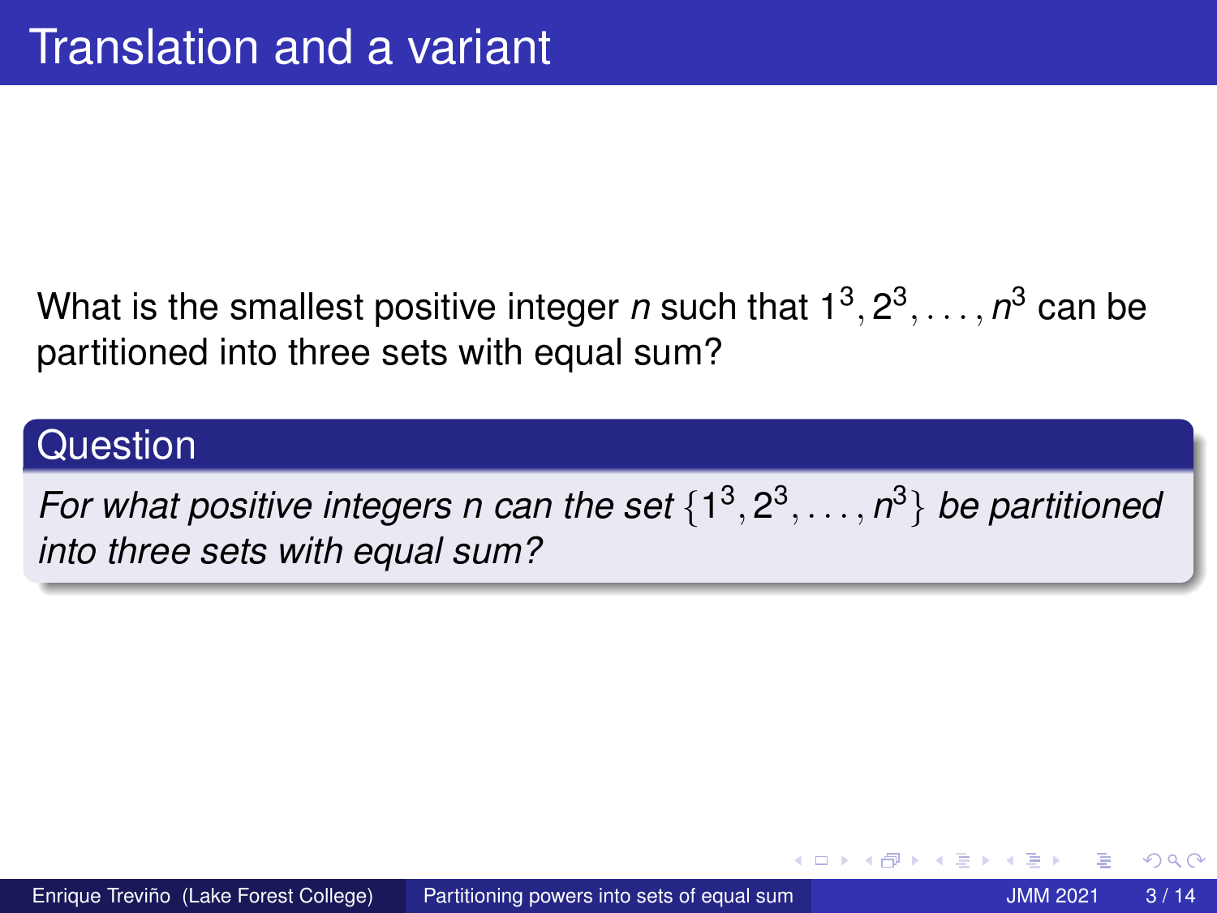# Translation and a variant

What is the smallest positive integer $n$ such that $1^3, 2^3, \ldots, n^3$ can be partitioned into three sets with equal sum?

**Question**

*For what positive integers $n$ can the set $\{1^3, 2^3, \ldots, n^3\}$ be partitioned into three sets with equal sum?*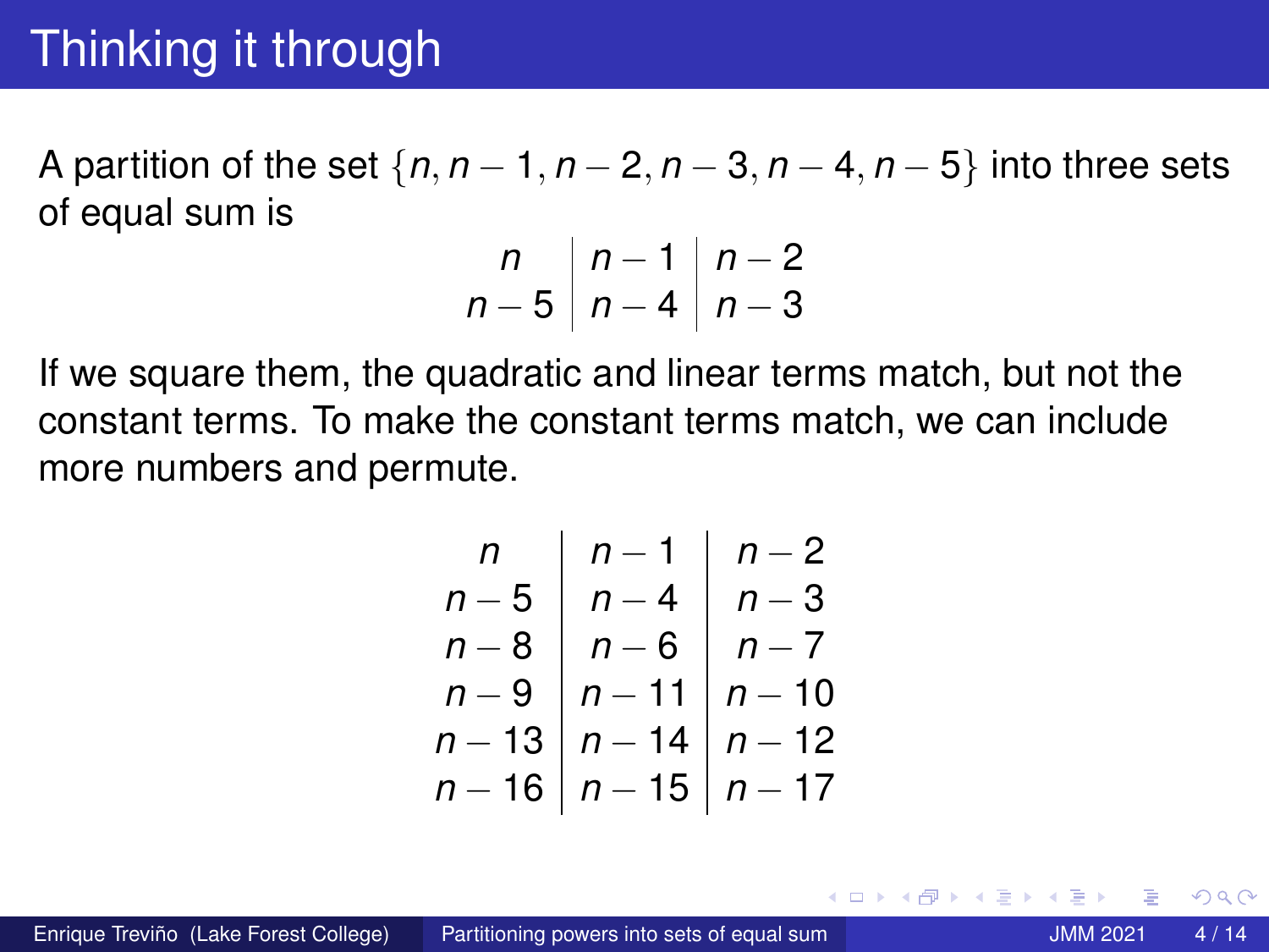# Thinking it through

A partition of the set $\{n, n-1, n-2, n-3, n-4, n-5\}$ into three sets of equal sum is

$$
\begin{array}{c|c|c}
n & n-1 & n-2 \\
n-5 & n-4 & n-3
\end{array}
$$

If we square them, the quadratic and linear terms match, but not the constant terms. To make the constant terms match, we can include more numbers and permute.

$$
\begin{array}{c|c|c}
n & n-1 & n-2 \\
n-5 & n-4 & n-3 \\
n-8 & n-6 & n-7 \\
n-9 & n-11 & n-10 \\
n-13 & n-14 & n-12 \\
n-16 & n-15 & n-17
\end{array}
$$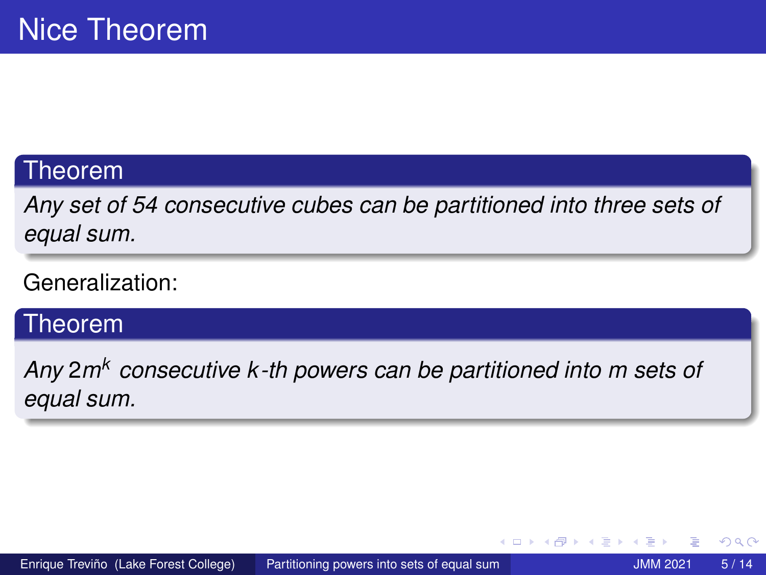# Nice Theorem

**Theorem**

*Any set of 54 consecutive cubes can be partitioned into three sets of equal sum.*

Generalization:

**Theorem**

*Any $2m^k$ consecutive $k$-th powers can be partitioned into $m$ sets of equal sum.*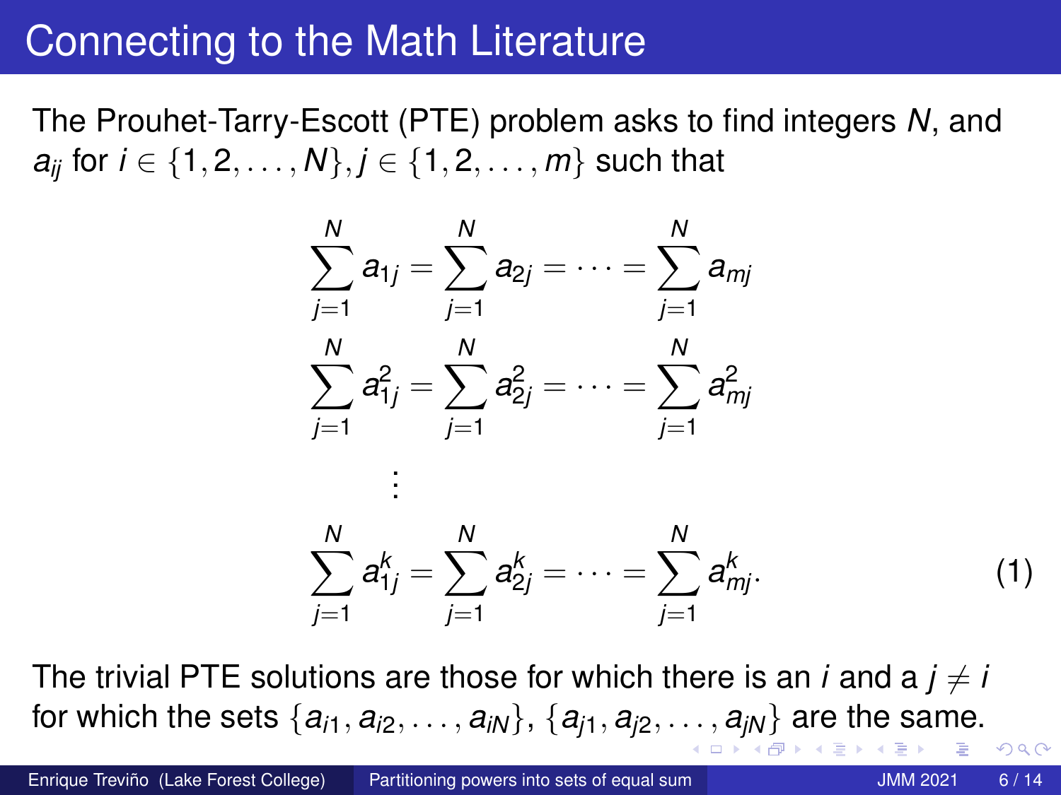# Connecting to the Math Literature

The Prouhet-Tarry-Escott (PTE) problem asks to find integers $N$, and $a_{ij}$ for $i \in \{1, 2, \ldots, N\}, j \in \{1, 2, \ldots, m\}$ such that

$$
\begin{aligned}
\sum_{j=1}^{N} a_{1j} &= \sum_{j=1}^{N} a_{2j} = \cdots = \sum_{j=1}^{N} a_{mj} \\
\sum_{j=1}^{N} a_{1j}^2 &= \sum_{j=1}^{N} a_{2j}^2 = \cdots = \sum_{j=1}^{N} a_{mj}^2 \\
&\vdots \\
\sum_{j=1}^{N} a_{1j}^k &= \sum_{j=1}^{N} a_{2j}^k = \cdots = \sum_{j=1}^{N} a_{mj}^k. 
\end{aligned}
\tag{1}
$$

The trivial PTE solutions are those for which there is an $i$ and a $j \neq i$ for which the sets $\{a_{i1}, a_{i2}, \ldots, a_{iN}\}$, $\{a_{j1}, a_{j2}, \ldots, a_{jN}\}$ are the same.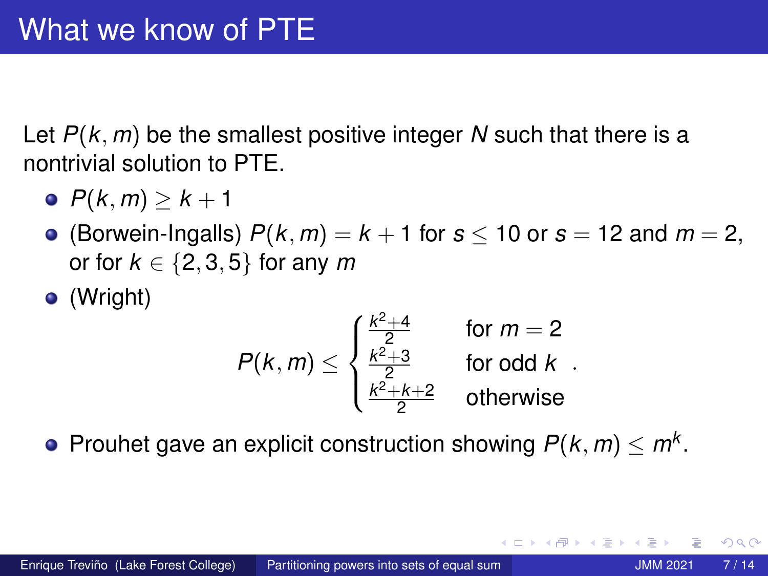# What we know of PTE

Let $P(k, m)$ be the smallest positive integer $N$ such that there is a nontrivial solution to PTE.

- $P(k, m) \geq k + 1$
- (Borwein-Ingalls) $P(k, m) = k + 1$ for $s \leq 10$ or $s = 12$ and $m = 2$, or for $k \in \{2, 3, 5\}$ for any $m$
- (Wright)

$$P(k, m) \leq \begin{cases} \frac{k^2+4}{2} & \text{for } m = 2 \\ \frac{k^2+3}{2} & \text{for odd } k \\ \frac{k^2+k+2}{2} & \text{otherwise} \end{cases}.$$

- Prouhet gave an explicit construction showing $P(k, m) \leq m^k$.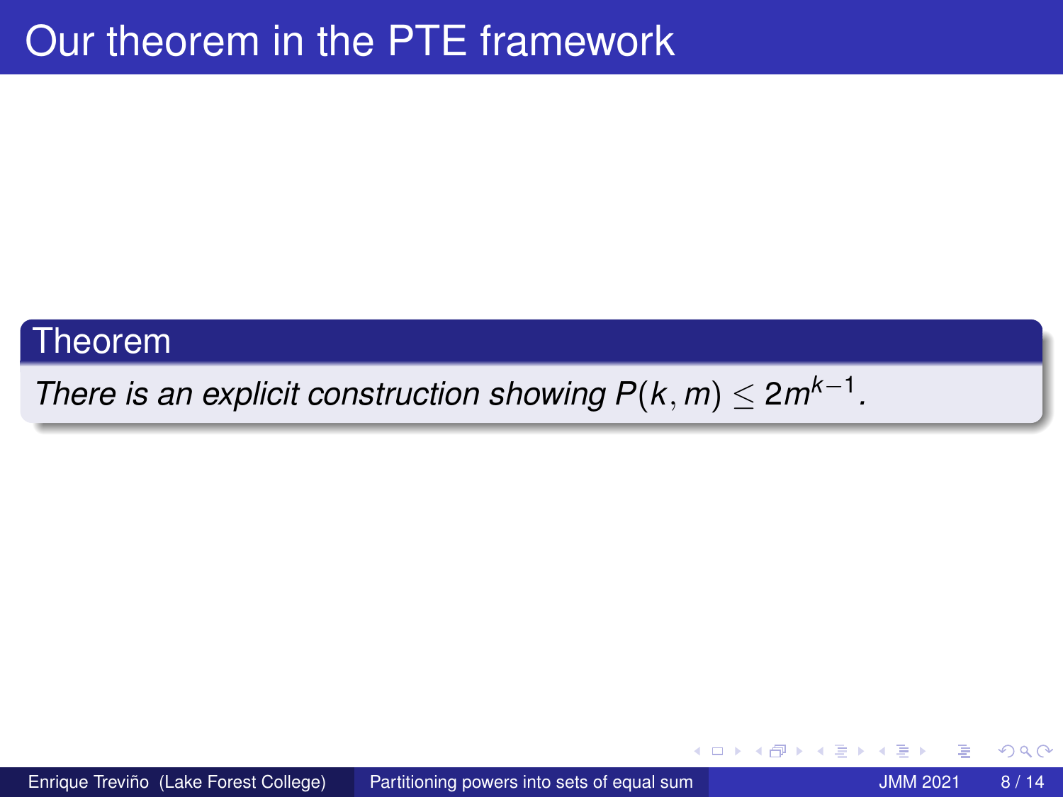# Our theorem in the PTE framework

**Theorem**

*There is an explicit construction showing* $P(k, m) \leq 2m^{k-1}$.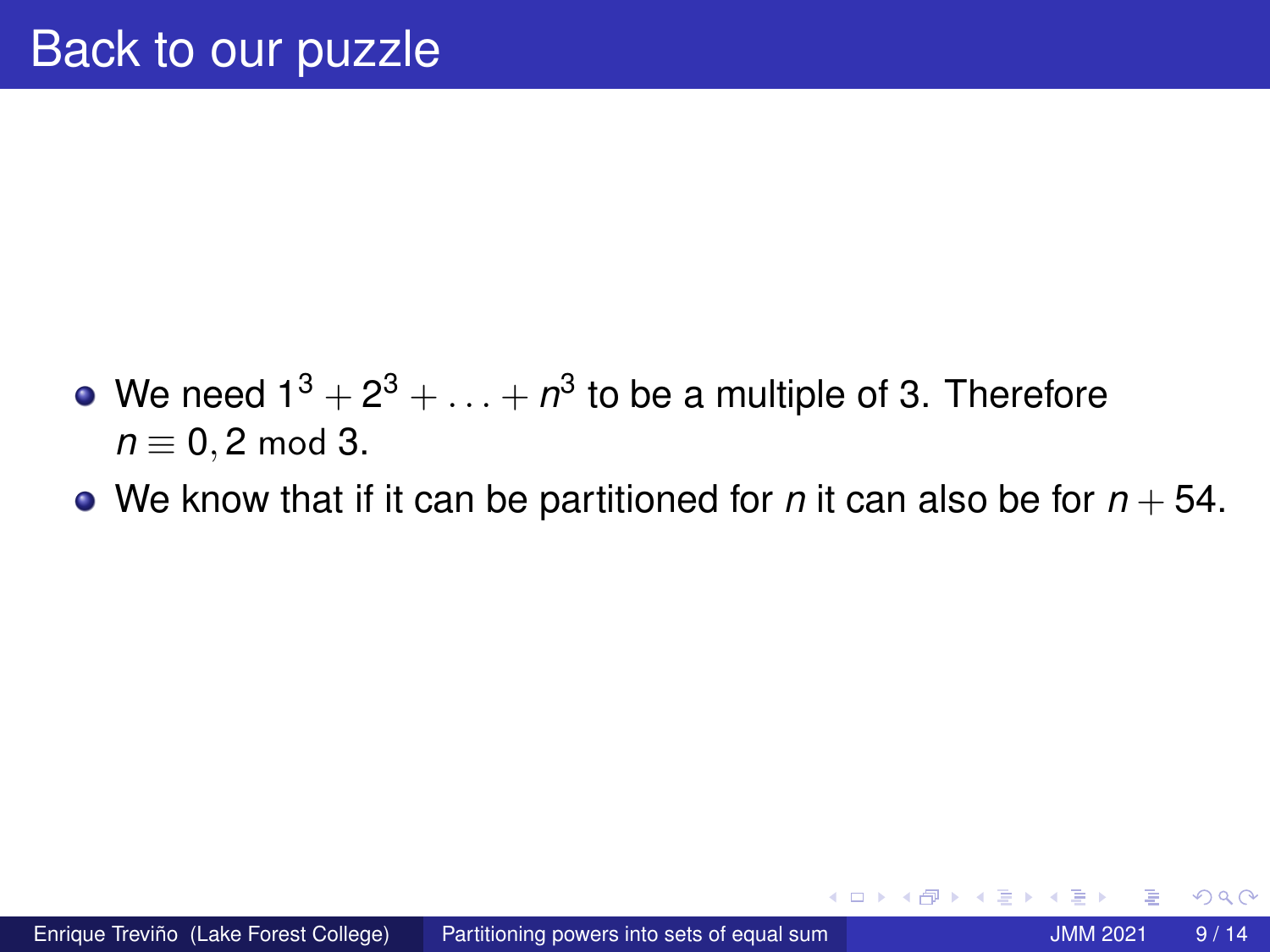# Back to our puzzle

- We need $1^3 + 2^3 + \ldots + n^3$ to be a multiple of 3. Therefore $n \equiv 0, 2 \bmod 3$.
- We know that if it can be partitioned for $n$ it can also be for $n + 54$.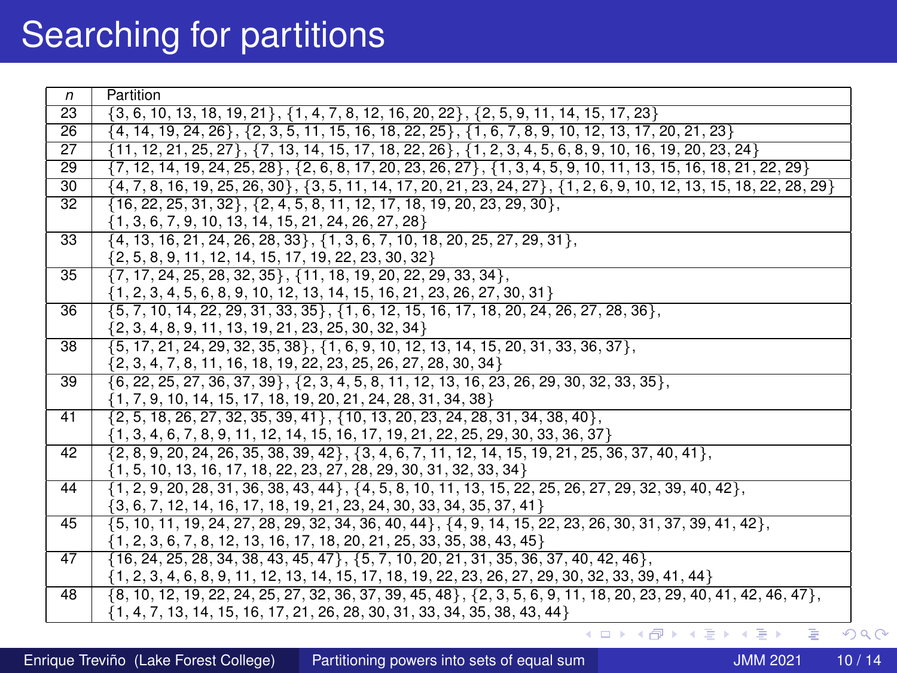# Searching for partitions

| $n$ | Partition |
|---|---|
| 23 | $\{3, 6, 10, 13, 18, 19, 21\}$, $\{1, 4, 7, 8, 12, 16, 20, 22\}$, $\{2, 5, 9, 11, 14, 15, 17, 23\}$ |
| 26 | $\{4, 14, 19, 24, 26\}$, $\{2, 3, 5, 11, 15, 16, 18, 22, 25\}$, $\{1, 6, 7, 8, 9, 10, 12, 13, 17, 20, 21, 23\}$ |
| 27 | $\{11, 12, 21, 25, 27\}$, $\{7, 13, 14, 15, 17, 18, 22, 26\}$, $\{1, 2, 3, 4, 5, 6, 8, 9, 10, 16, 19, 20, 23, 24\}$ |
| 29 | $\{7, 12, 14, 19, 24, 25, 28\}$, $\{2, 6, 8, 17, 20, 23, 26, 27\}$, $\{1, 3, 4, 5, 9, 10, 11, 13, 15, 16, 18, 21, 22, 29\}$ |
| 30 | $\{4, 7, 8, 16, 19, 25, 26, 30\}$, $\{3, 5, 11, 14, 17, 20, 21, 23, 24, 27\}$, $\{1, 2, 6, 9, 10, 12, 13, 15, 18, 22, 28, 29\}$ |
| 32 | $\{16, 22, 25, 31, 32\}$, $\{2, 4, 5, 8, 11, 12, 17, 18, 19, 20, 23, 29, 30\}$, $\{1, 3, 6, 7, 9, 10, 13, 14, 15, 21, 24, 26, 27, 28\}$ |
| 33 | $\{4, 13, 16, 21, 24, 26, 28, 33\}$, $\{1, 3, 6, 7, 10, 18, 20, 25, 27, 29, 31\}$, $\{2, 5, 8, 9, 11, 12, 14, 15, 17, 19, 22, 23, 30, 32\}$ |
| 35 | $\{7, 17, 24, 25, 28, 32, 35\}$, $\{11, 18, 19, 20, 22, 29, 33, 34\}$, $\{1, 2, 3, 4, 5, 6, 8, 9, 10, 12, 13, 14, 15, 16, 21, 23, 26, 27, 30, 31\}$ |
| 36 | $\{5, 7, 10, 14, 22, 29, 31, 33, 35\}$, $\{1, 6, 12, 15, 16, 17, 18, 20, 24, 26, 27, 28, 36\}$, $\{2, 3, 4, 8, 9, 11, 13, 19, 21, 23, 25, 30, 32, 34\}$ |
| 38 | $\{5, 17, 21, 24, 29, 32, 35, 38\}$, $\{1, 6, 9, 10, 12, 13, 14, 15, 20, 31, 33, 36, 37\}$, $\{2, 3, 4, 7, 8, 11, 16, 18, 19, 22, 23, 25, 26, 27, 28, 30, 34\}$ |
| 39 | $\{6, 22, 25, 27, 36, 37, 39\}$, $\{2, 3, 4, 5, 8, 11, 12, 13, 16, 23, 26, 29, 30, 32, 33, 35\}$, $\{1, 7, 9, 10, 14, 15, 17, 18, 19, 20, 21, 24, 28, 31, 34, 38\}$ |
| 41 | $\{2, 5, 18, 26, 27, 32, 35, 39, 41\}$, $\{10, 13, 20, 23, 24, 28, 31, 34, 38, 40\}$, $\{1, 3, 4, 6, 7, 8, 9, 11, 12, 14, 15, 16, 17, 19, 21, 22, 25, 29, 30, 33, 36, 37\}$ |
| 42 | $\{2, 8, 9, 20, 24, 26, 35, 38, 39, 42\}$, $\{3, 4, 6, 7, 11, 12, 14, 15, 19, 21, 25, 36, 37, 40, 41\}$, $\{1, 5, 10, 13, 16, 17, 18, 22, 23, 27, 28, 29, 30, 31, 32, 33, 34\}$ |
| 44 | $\{1, 2, 9, 20, 28, 31, 36, 38, 43, 44\}$, $\{4, 5, 8, 10, 11, 13, 15, 22, 25, 26, 27, 29, 32, 39, 40, 42\}$, $\{3, 6, 7, 12, 14, 16, 17, 18, 19, 21, 23, 24, 30, 33, 34, 35, 37, 41\}$ |
| 45 | $\{5, 10, 11, 19, 24, 27, 28, 29, 32, 34, 36, 40, 44\}$, $\{4, 9, 14, 15, 22, 23, 26, 30, 31, 37, 39, 41, 42\}$, $\{1, 2, 3, 6, 7, 8, 12, 13, 16, 17, 18, 20, 21, 25, 33, 35, 38, 43, 45\}$ |
| 47 | $\{16, 24, 25, 28, 34, 38, 43, 45, 47\}$, $\{5, 7, 10, 20, 21, 31, 35, 36, 37, 40, 42, 46\}$, $\{1, 2, 3, 4, 6, 8, 9, 11, 12, 13, 14, 15, 17, 18, 19, 22, 23, 26, 27, 29, 30, 32, 33, 39, 41, 44\}$ |
| 48 | $\{8, 10, 12, 19, 22, 24, 25, 27, 32, 36, 37, 39, 45, 48\}$, $\{2, 3, 5, 6, 9, 11, 18, 20, 23, 29, 40, 41, 42, 46, 47\}$, $\{1, 4, 7, 13, 14, 15, 16, 17, 21, 26, 28, 30, 31, 33, 34, 35, 38, 43, 44\}$ |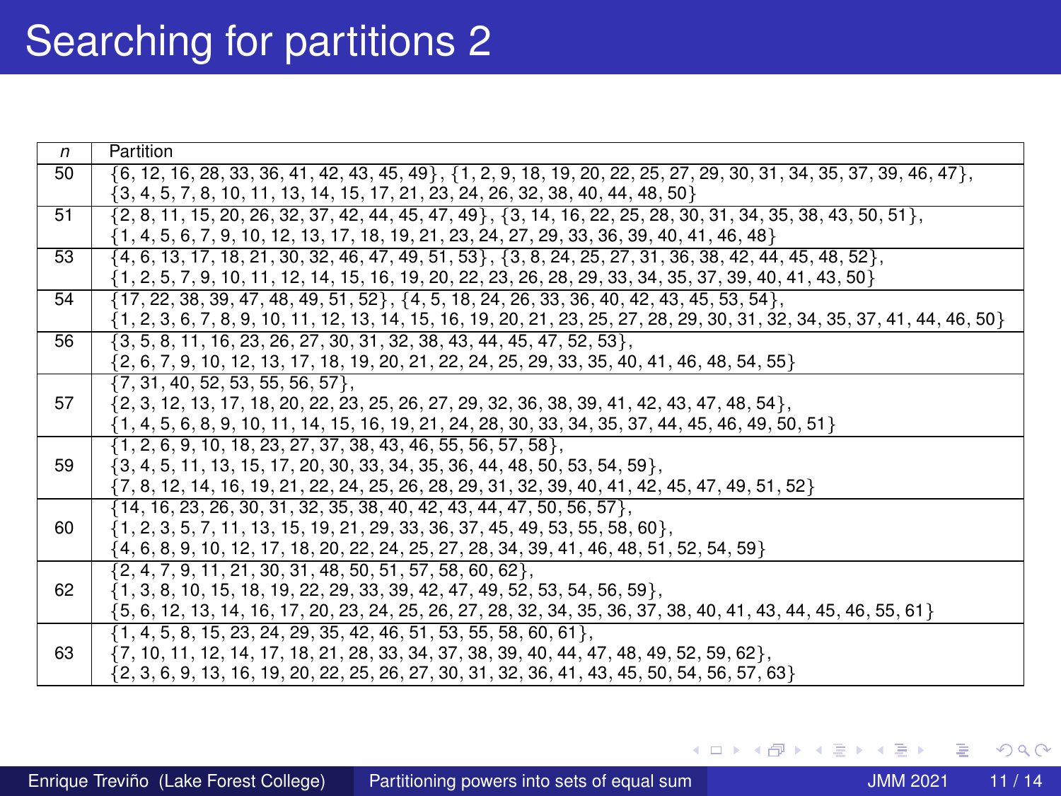# Searching for partitions 2

| $n$ | Partition |
|---|---|
| 50 | $\{6, 12, 16, 28, 33, 36, 41, 42, 43, 45, 49\}$, $\{1, 2, 9, 18, 19, 20, 22, 25, 27, 29, 30, 31, 34, 35, 37, 39, 46, 47\}$, $\{3, 4, 5, 7, 8, 10, 11, 13, 14, 15, 17, 21, 23, 24, 26, 32, 38, 40, 44, 48, 50\}$ |
| 51 | $\{2, 8, 11, 15, 20, 26, 32, 37, 42, 44, 45, 47, 49\}$, $\{3, 14, 16, 22, 25, 28, 30, 31, 34, 35, 38, 43, 50, 51\}$, $\{1, 4, 5, 6, 7, 9, 10, 12, 13, 17, 18, 19, 21, 23, 24, 27, 29, 33, 36, 39, 40, 41, 46, 48\}$ |
| 53 | $\{4, 6, 13, 17, 18, 21, 30, 32, 46, 47, 49, 51, 53\}$, $\{3, 8, 24, 25, 27, 31, 36, 38, 42, 44, 45, 48, 52\}$, $\{1, 2, 5, 7, 9, 10, 11, 12, 14, 15, 16, 19, 20, 22, 23, 26, 28, 29, 33, 34, 35, 37, 39, 40, 41, 43, 50\}$ |
| 54 | $\{17, 22, 38, 39, 47, 48, 49, 51, 52\}$, $\{4, 5, 18, 24, 26, 33, 36, 40, 42, 43, 45, 53, 54\}$, $\{1, 2, 3, 6, 7, 8, 9, 10, 11, 12, 13, 14, 15, 16, 19, 20, 21, 23, 25, 27, 28, 29, 30, 31, 32, 34, 35, 37, 41, 44, 46, 50\}$ |
| 56 | $\{3, 5, 8, 11, 16, 23, 26, 27, 30, 31, 32, 38, 43, 44, 45, 47, 52, 53\}$, $\{2, 6, 7, 9, 10, 12, 13, 17, 18, 19, 20, 21, 22, 24, 25, 29, 33, 35, 40, 41, 46, 48, 54, 55\}$ |
| 57 | $\{7, 31, 40, 52, 53, 55, 56, 57\}$, $\{2, 3, 12, 13, 17, 18, 20, 22, 23, 25, 26, 27, 29, 32, 36, 38, 39, 41, 42, 43, 47, 48, 54\}$, $\{1, 4, 5, 6, 8, 9, 10, 11, 14, 15, 16, 19, 21, 24, 28, 30, 33, 34, 35, 37, 44, 45, 46, 49, 50, 51\}$ |
| 59 | $\{1, 2, 6, 9, 10, 18, 23, 27, 37, 38, 43, 46, 55, 56, 57, 58\}$, $\{3, 4, 5, 11, 13, 15, 17, 20, 30, 33, 34, 35, 36, 44, 48, 50, 53, 54, 59\}$, $\{7, 8, 12, 14, 16, 19, 21, 22, 24, 25, 26, 28, 29, 31, 32, 39, 40, 41, 42, 45, 47, 49, 51, 52\}$ |
| 60 | $\{14, 16, 23, 26, 30, 31, 32, 35, 38, 40, 42, 43, 44, 47, 50, 56, 57\}$, $\{1, 2, 3, 5, 7, 11, 13, 15, 19, 21, 29, 33, 36, 37, 45, 49, 53, 55, 58, 60\}$, $\{4, 6, 8, 9, 10, 12, 17, 18, 20, 22, 24, 25, 27, 28, 34, 39, 41, 46, 48, 51, 52, 54, 59\}$ |
| 62 | $\{2, 4, 7, 9, 11, 21, 30, 31, 48, 50, 51, 57, 58, 60, 62\}$, $\{1, 3, 8, 10, 15, 18, 19, 22, 29, 33, 39, 42, 47, 49, 52, 53, 54, 56, 59\}$, $\{5, 6, 12, 13, 14, 16, 17, 20, 23, 24, 25, 26, 27, 28, 32, 34, 35, 36, 37, 38, 40, 41, 43, 44, 45, 46, 55, 61\}$ |
| 63 | $\{1, 4, 5, 8, 15, 23, 24, 29, 35, 42, 46, 51, 53, 55, 58, 60, 61\}$, $\{7, 10, 11, 12, 14, 17, 18, 21, 28, 33, 34, 37, 38, 39, 40, 44, 47, 48, 49, 52, 59, 62\}$, $\{2, 3, 6, 9, 13, 16, 19, 20, 22, 25, 26, 27, 30, 31, 32, 36, 41, 43, 45, 50, 54, 56, 57, 63\}$ |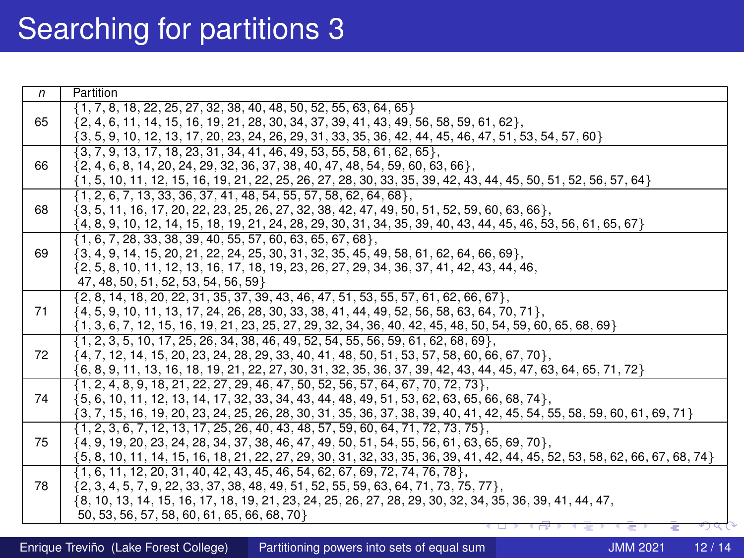# Searching for partitions 3

| $n$ | Partition |
|---|---|
| 65 | $\{1, 7, 8, 18, 22, 25, 27, 32, 38, 40, 48, 50, 52, 55, 63, 64, 65\}$<br>$\{2, 4, 6, 11, 14, 15, 16, 19, 21, 28, 30, 34, 37, 39, 41, 43, 49, 56, 58, 59, 61, 62\}$,<br>$\{3, 5, 9, 10, 12, 13, 17, 20, 23, 24, 26, 29, 31, 33, 35, 36, 42, 44, 45, 46, 47, 51, 53, 54, 57, 60\}$ |
| 66 | $\{3, 7, 9, 13, 17, 18, 23, 31, 34, 41, 46, 49, 53, 55, 58, 61, 62, 65\}$,<br>$\{2, 4, 6, 8, 14, 20, 24, 29, 32, 36, 37, 38, 40, 47, 48, 54, 59, 60, 63, 66\}$,<br>$\{1, 5, 10, 11, 12, 15, 16, 19, 21, 22, 25, 26, 27, 28, 30, 33, 35, 39, 42, 43, 44, 45, 50, 51, 52, 56, 57, 64\}$ |
| 68 | $\{1, 2, 6, 7, 13, 33, 36, 37, 41, 48, 54, 55, 57, 58, 62, 64, 68\}$,<br>$\{3, 5, 11, 16, 17, 20, 22, 23, 25, 26, 27, 32, 38, 42, 47, 49, 50, 51, 52, 59, 60, 63, 66\}$,<br>$\{4, 8, 9, 10, 12, 14, 15, 18, 19, 21, 24, 28, 29, 30, 31, 34, 35, 39, 40, 43, 44, 45, 46, 53, 56, 61, 65, 67\}$ |
| 69 | $\{1, 6, 7, 28, 33, 38, 39, 40, 55, 57, 60, 63, 65, 67, 68\}$,<br>$\{3, 4, 9, 14, 15, 20, 21, 22, 24, 25, 30, 31, 32, 35, 45, 49, 58, 61, 62, 64, 66, 69\}$,<br>$\{2, 5, 8, 10, 11, 12, 13, 16, 17, 18, 19, 23, 26, 27, 29, 34, 36, 37, 41, 42, 43, 44, 46,$<br>$47, 48, 50, 51, 52, 53, 54, 56, 59\}$ |
| 71 | $\{2, 8, 14, 18, 20, 22, 31, 35, 37, 39, 43, 46, 47, 51, 53, 55, 57, 61, 62, 66, 67\}$,<br>$\{4, 5, 9, 10, 11, 13, 17, 24, 26, 28, 30, 33, 38, 41, 44, 49, 52, 56, 58, 63, 64, 70, 71\}$,<br>$\{1, 3, 6, 7, 12, 15, 16, 19, 21, 23, 25, 27, 29, 32, 34, 36, 40, 42, 45, 48, 50, 54, 59, 60, 65, 68, 69\}$ |
| 72 | $\{1, 2, 3, 5, 10, 17, 25, 26, 34, 38, 46, 49, 52, 54, 55, 56, 59, 61, 62, 68, 69\}$,<br>$\{4, 7, 12, 14, 15, 20, 23, 24, 28, 29, 33, 40, 41, 48, 50, 51, 53, 57, 58, 60, 66, 67, 70\}$,<br>$\{6, 8, 9, 11, 13, 16, 18, 19, 21, 22, 27, 30, 31, 32, 35, 36, 37, 39, 42, 43, 44, 45, 47, 63, 64, 65, 71, 72\}$ |
| 74 | $\{1, 2, 4, 8, 9, 18, 21, 22, 27, 29, 46, 47, 50, 52, 56, 57, 64, 67, 70, 72, 73\}$,<br>$\{5, 6, 10, 11, 12, 13, 14, 17, 32, 33, 34, 43, 44, 48, 49, 51, 53, 62, 63, 65, 66, 68, 74\}$,<br>$\{3, 7, 15, 16, 19, 20, 23, 24, 25, 26, 28, 30, 31, 35, 36, 37, 38, 39, 40, 41, 42, 45, 54, 55, 58, 59, 60, 61, 69, 71\}$ |
| 75 | $\{1, 2, 3, 6, 7, 12, 13, 17, 25, 26, 40, 43, 48, 57, 59, 60, 64, 71, 72, 73, 75\}$,<br>$\{4, 9, 19, 20, 23, 24, 28, 34, 37, 38, 46, 47, 49, 50, 51, 54, 55, 56, 61, 63, 65, 69, 70\}$,<br>$\{5, 8, 10, 11, 14, 15, 16, 18, 21, 22, 27, 29, 30, 31, 32, 33, 35, 36, 39, 41, 42, 44, 45, 52, 53, 58, 62, 66, 67, 68, 74\}$ |
| 78 | $\{1, 6, 11, 12, 20, 31, 40, 42, 43, 45, 46, 54, 62, 67, 69, 72, 74, 76, 78\}$,<br>$\{2, 3, 4, 5, 7, 9, 22, 33, 37, 38, 48, 49, 51, 52, 55, 59, 63, 64, 71, 73, 75, 77\}$,<br>$\{8, 10, 13, 14, 15, 16, 17, 18, 19, 21, 23, 24, 25, 26, 27, 28, 29, 30, 32, 34, 35, 36, 39, 41, 44, 47,$<br>$50, 53, 56, 57, 58, 60, 61, 65, 66, 68, 70\}$ |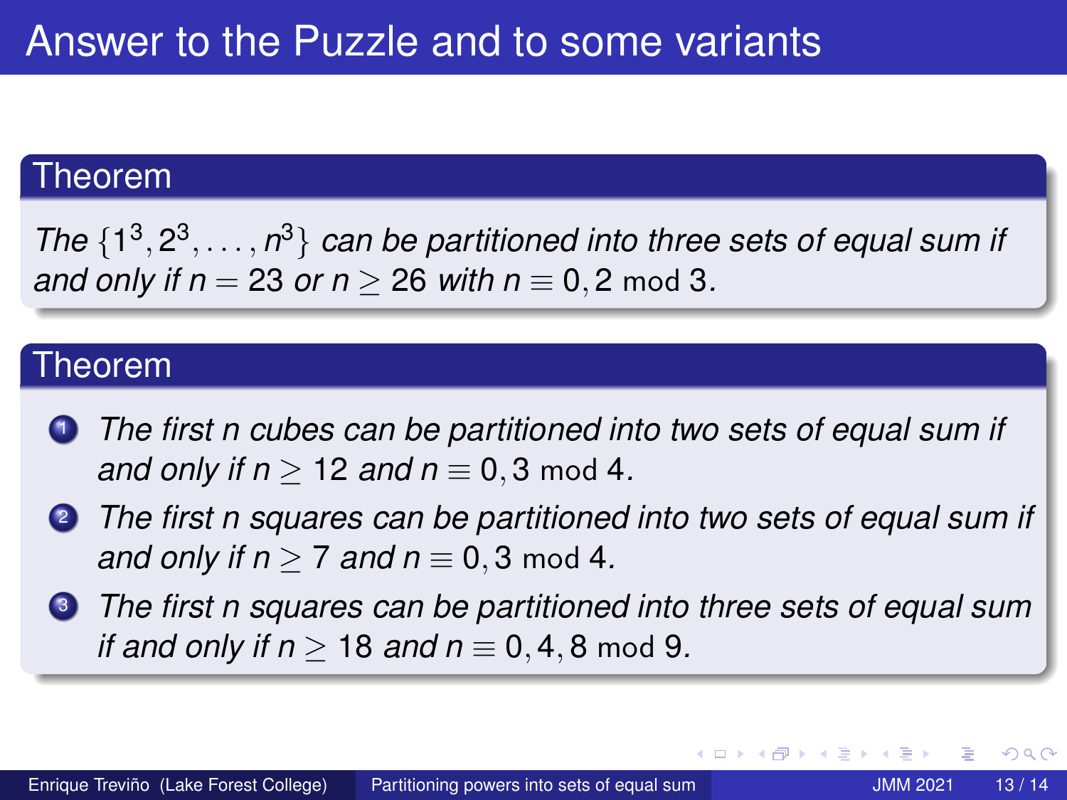# Answer to the Puzzle and to some variants

### Theorem

*The* $\{1^3, 2^3, \ldots, n^3\}$ *can be partitioned into three sets of equal sum if and only if* $n = 23$ *or* $n \geq 26$ *with* $n \equiv 0, 2 \mod 3$.

### Theorem

1. *The first n cubes can be partitioned into two sets of equal sum if and only if* $n \geq 12$ *and* $n \equiv 0, 3 \mod 4$.
2. *The first n squares can be partitioned into two sets of equal sum if and only if* $n \geq 7$ *and* $n \equiv 0, 3 \mod 4$.
3. *The first n squares can be partitioned into three sets of equal sum if and only if* $n \geq 18$ *and* $n \equiv 0, 4, 8 \mod 9$.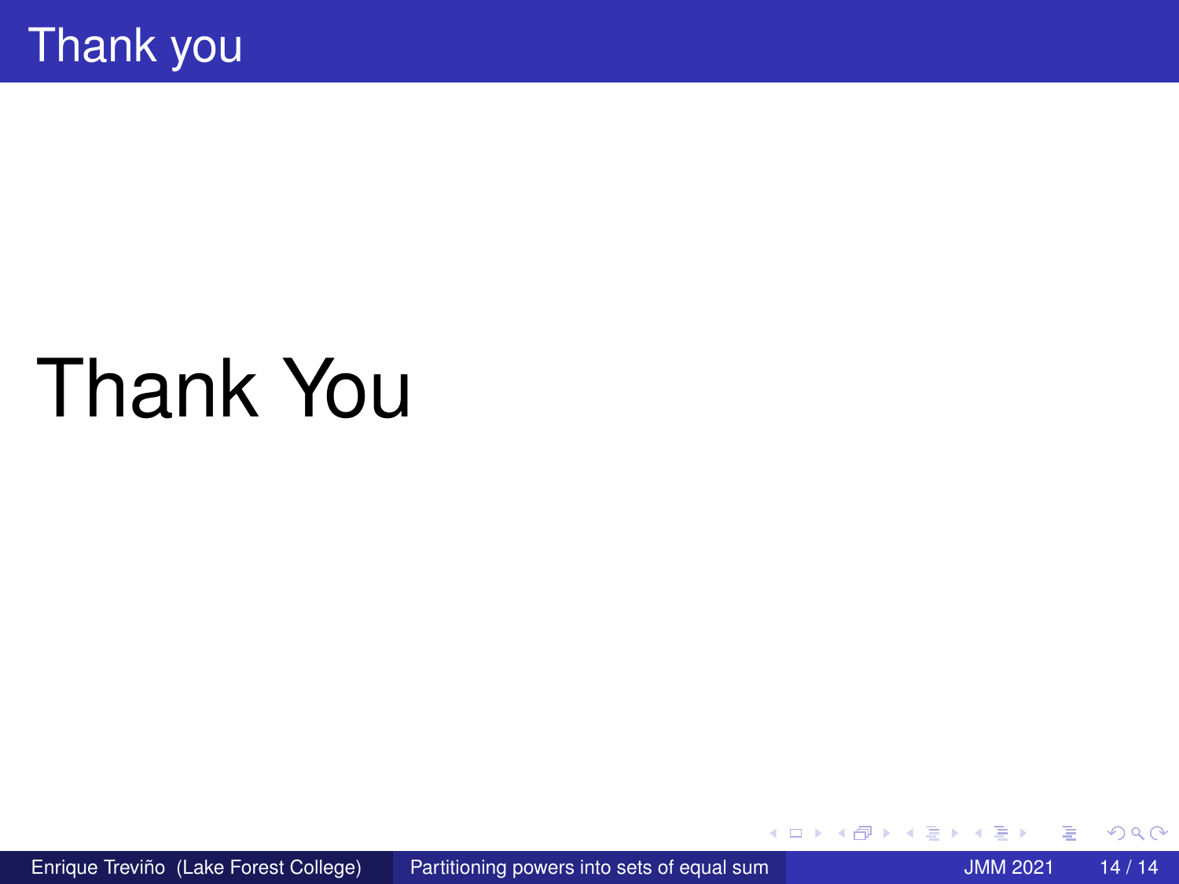# Thank you

Thank You